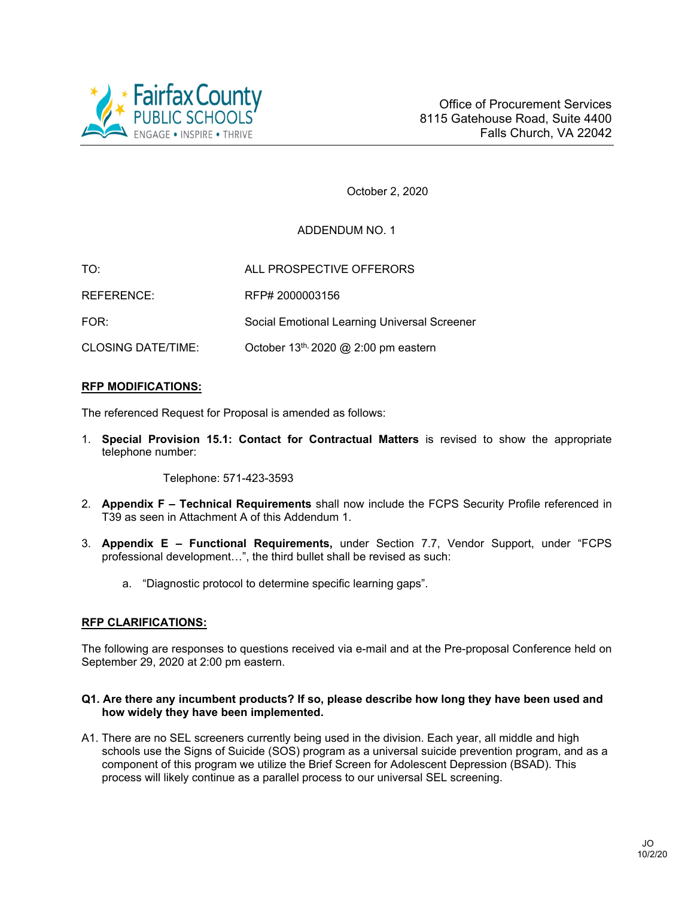Fairfax County PUBLIC SCHOOLS
ENGAGE • INSPIRE • THRIVE

Office of Procurement Services
8115 Gatehouse Road, Suite 4400
Falls Church, VA 22042

October 2, 2020

ADDENDUM NO. 1

| | |
|---|---|
| TO: | ALL PROSPECTIVE OFFERORS |
| REFERENCE: | RFP# 2000003156 |
| FOR: | Social Emotional Learning Universal Screener |
| CLOSING DATE/TIME: | October 13th, 2020 @ 2:00 pm eastern |

**RFP MODIFICATIONS:**

The referenced Request for Proposal is amended as follows:

1. **Special Provision 15.1: Contact for Contractual Matters** is revised to show the appropriate telephone number:

   Telephone: 571-423-3593

2. **Appendix F – Technical Requirements** shall now include the FCPS Security Profile referenced in T39 as seen in Attachment A of this Addendum 1.

3. **Appendix E – Functional Requirements,** under Section 7.7, Vendor Support, under "FCPS professional development…", the third bullet shall be revised as such:

   a. "Diagnostic protocol to determine specific learning gaps".

**RFP CLARIFICATIONS:**

The following are responses to questions received via e-mail and at the Pre-proposal Conference held on September 29, 2020 at 2:00 pm eastern.

**Q1. Are there any incumbent products? If so, please describe how long they have been used and how widely they have been implemented.**

A1. There are no SEL screeners currently being used in the division. Each year, all middle and high schools use the Signs of Suicide (SOS) program as a universal suicide prevention program, and as a component of this program we utilize the Brief Screen for Adolescent Depression (BSAD). This process will likely continue as a parallel process to our universal SEL screening.

JO
10/2/20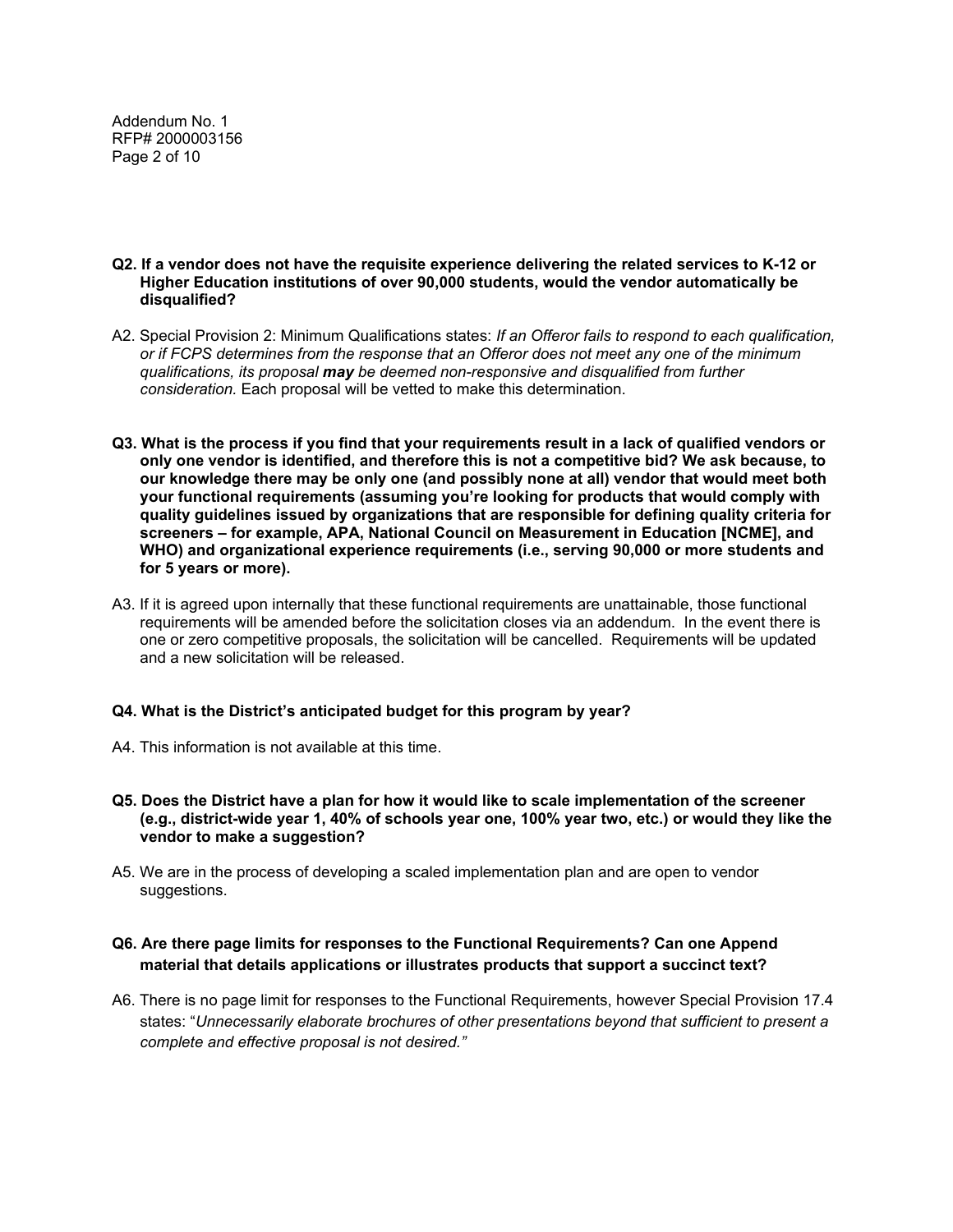**Q2. If a vendor does not have the requisite experience delivering the related services to K-12 or Higher Education institutions of over 90,000 students, would the vendor automatically be disqualified?**

A2. Special Provision 2: Minimum Qualifications states: *If an Offeror fails to respond to each qualification, or if FCPS determines from the response that an Offeror does not meet any one of the minimum qualifications, its proposal **may** be deemed non-responsive and disqualified from further consideration.* Each proposal will be vetted to make this determination.

**Q3. What is the process if you find that your requirements result in a lack of qualified vendors or only one vendor is identified, and therefore this is not a competitive bid? We ask because, to our knowledge there may be only one (and possibly none at all) vendor that would meet both your functional requirements (assuming you're looking for products that would comply with quality guidelines issued by organizations that are responsible for defining quality criteria for screeners – for example, APA, National Council on Measurement in Education [NCME], and WHO) and organizational experience requirements (i.e., serving 90,000 or more students and for 5 years or more).**

A3. If it is agreed upon internally that these functional requirements are unattainable, those functional requirements will be amended before the solicitation closes via an addendum. In the event there is one or zero competitive proposals, the solicitation will be cancelled. Requirements will be updated and a new solicitation will be released.

**Q4. What is the District's anticipated budget for this program by year?**

A4. This information is not available at this time.

**Q5. Does the District have a plan for how it would like to scale implementation of the screener (e.g., district-wide year 1, 40% of schools year one, 100% year two, etc.) or would they like the vendor to make a suggestion?**

A5. We are in the process of developing a scaled implementation plan and are open to vendor suggestions.

**Q6. Are there page limits for responses to the Functional Requirements? Can one Append material that details applications or illustrates products that support a succinct text?**

A6. There is no page limit for responses to the Functional Requirements, however Special Provision 17.4 states: "*Unnecessarily elaborate brochures of other presentations beyond that sufficient to present a complete and effective proposal is not desired.*"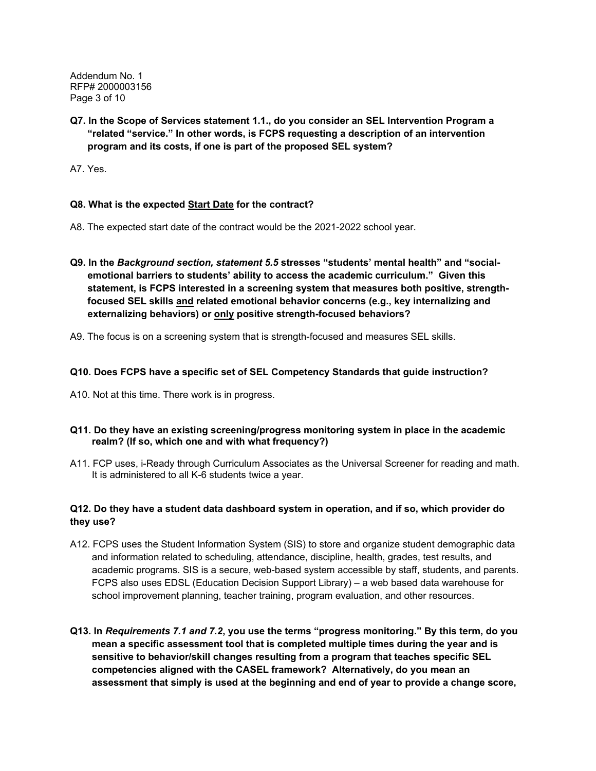**Q7. In the Scope of Services statement 1.1., do you consider an SEL Intervention Program a "related "service." In other words, is FCPS requesting a description of an intervention program and its costs, if one is part of the proposed SEL system?**

A7. Yes.

**Q8. What is the expected Start Date for the contract?**

A8. The expected start date of the contract would be the 2021-2022 school year.

**Q9. In the *Background section, statement 5.5* stresses "students' mental health" and "social-emotional barriers to students' ability to access the academic curriculum." Given this statement, is FCPS interested in a screening system that measures both positive, strength-focused SEL skills and related emotional behavior concerns (e.g., key internalizing and externalizing behaviors) or only positive strength-focused behaviors?**

A9. The focus is on a screening system that is strength-focused and measures SEL skills.

**Q10. Does FCPS have a specific set of SEL Competency Standards that guide instruction?**

A10. Not at this time. There work is in progress.

**Q11. Do they have an existing screening/progress monitoring system in place in the academic realm? (If so, which one and with what frequency?)**

A11. FCP uses, i-Ready through Curriculum Associates as the Universal Screener for reading and math. It is administered to all K-6 students twice a year.

**Q12. Do they have a student data dashboard system in operation, and if so, which provider do they use?**

A12. FCPS uses the Student Information System (SIS) to store and organize student demographic data and information related to scheduling, attendance, discipline, health, grades, test results, and academic programs. SIS is a secure, web-based system accessible by staff, students, and parents. FCPS also uses EDSL (Education Decision Support Library) – a web based data warehouse for school improvement planning, teacher training, program evaluation, and other resources.

**Q13. In *Requirements 7.1 and 7.2*, you use the terms "progress monitoring." By this term, do you mean a specific assessment tool that is completed multiple times during the year and is sensitive to behavior/skill changes resulting from a program that teaches specific SEL competencies aligned with the CASEL framework? Alternatively, do you mean an assessment that simply is used at the beginning and end of year to provide a change score,**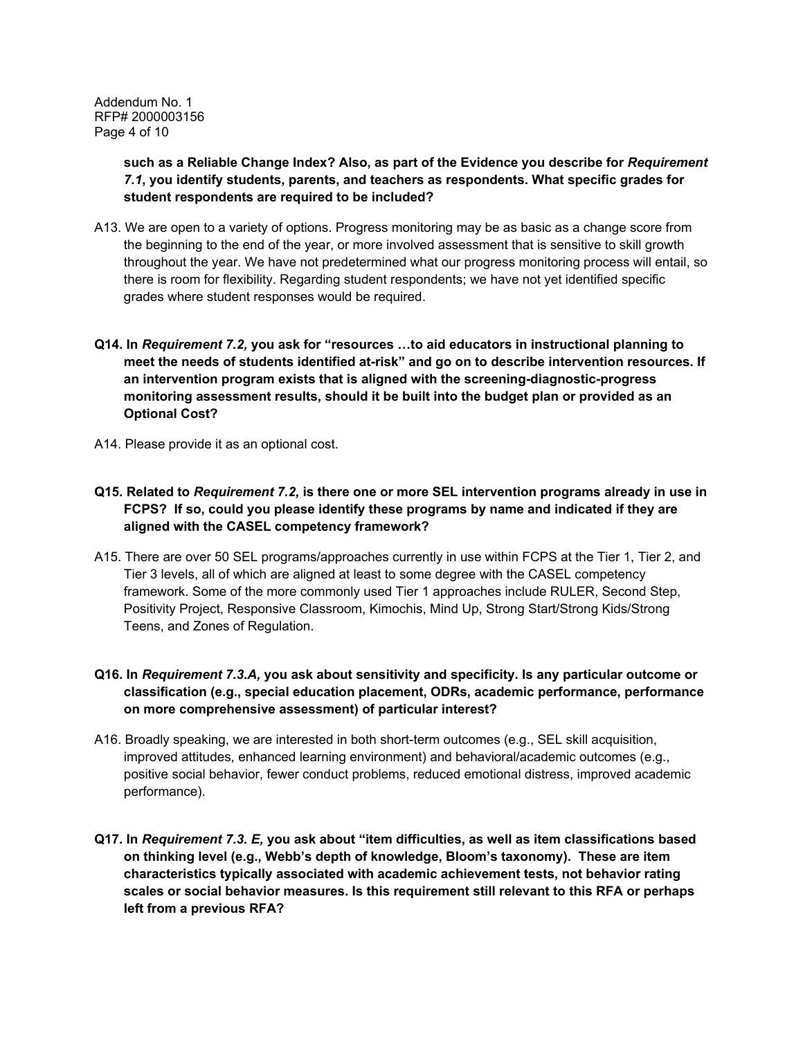**such as a Reliable Change Index? Also, as part of the Evidence you describe for *Requirement 7.1*, you identify students, parents, and teachers as respondents. What specific grades for student respondents are required to be included?**

A13. We are open to a variety of options. Progress monitoring may be as basic as a change score from the beginning to the end of the year, or more involved assessment that is sensitive to skill growth throughout the year. We have not predetermined what our progress monitoring process will entail, so there is room for flexibility. Regarding student respondents; we have not yet identified specific grades where student responses would be required.

**Q14. In *Requirement 7.2,* you ask for "resources …to aid educators in instructional planning to meet the needs of students identified at-risk" and go on to describe intervention resources. If an intervention program exists that is aligned with the screening-diagnostic-progress monitoring assessment results, should it be built into the budget plan or provided as an Optional Cost?**

A14. Please provide it as an optional cost.

**Q15. Related to *Requirement 7.2,* is there one or more SEL intervention programs already in use in FCPS? If so, could you please identify these programs by name and indicated if they are aligned with the CASEL competency framework?**

A15. There are over 50 SEL programs/approaches currently in use within FCPS at the Tier 1, Tier 2, and Tier 3 levels, all of which are aligned at least to some degree with the CASEL competency framework. Some of the more commonly used Tier 1 approaches include RULER, Second Step, Positivity Project, Responsive Classroom, Kimochis, Mind Up, Strong Start/Strong Kids/Strong Teens, and Zones of Regulation.

**Q16. In *Requirement 7.3.A,* you ask about sensitivity and specificity. Is any particular outcome or classification (e.g., special education placement, ODRs, academic performance, performance on more comprehensive assessment) of particular interest?**

A16. Broadly speaking, we are interested in both short-term outcomes (e.g., SEL skill acquisition, improved attitudes, enhanced learning environment) and behavioral/academic outcomes (e.g., positive social behavior, fewer conduct problems, reduced emotional distress, improved academic performance).

**Q17. In *Requirement 7.3. E,* you ask about "item difficulties, as well as item classifications based on thinking level (e.g., Webb's depth of knowledge, Bloom's taxonomy). These are item characteristics typically associated with academic achievement tests, not behavior rating scales or social behavior measures. Is this requirement still relevant to this RFA or perhaps left from a previous RFA?**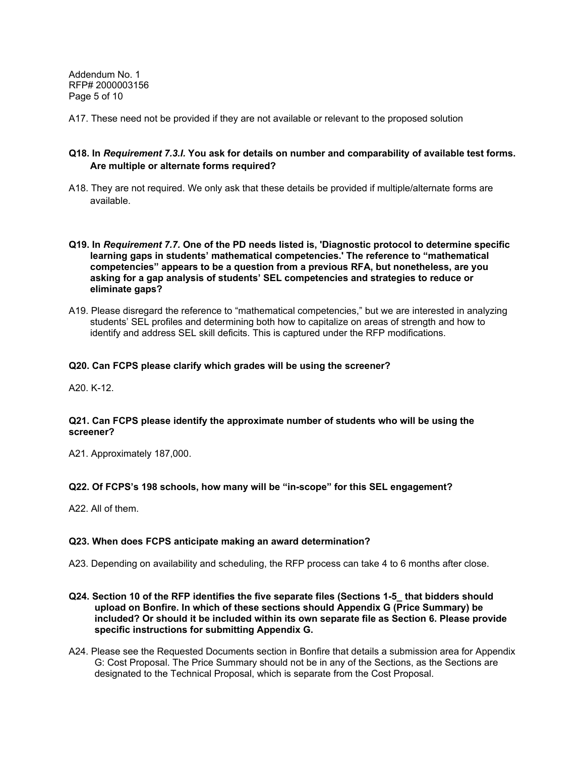A17. These need not be provided if they are not available or relevant to the proposed solution

**Q18. In *Requirement 7.3.I.* You ask for details on number and comparability of available test forms. Are multiple or alternate forms required?**

A18. They are not required. We only ask that these details be provided if multiple/alternate forms are available.

**Q19. In *Requirement 7.7.* One of the PD needs listed is, 'Diagnostic protocol to determine specific learning gaps in students' mathematical competencies.' The reference to "mathematical competencies" appears to be a question from a previous RFA, but nonetheless, are you asking for a gap analysis of students' SEL competencies and strategies to reduce or eliminate gaps?**

A19. Please disregard the reference to "mathematical competencies," but we are interested in analyzing students' SEL profiles and determining both how to capitalize on areas of strength and how to identify and address SEL skill deficits. This is captured under the RFP modifications.

**Q20. Can FCPS please clarify which grades will be using the screener?**

A20. K-12.

**Q21. Can FCPS please identify the approximate number of students who will be using the screener?**

A21. Approximately 187,000.

**Q22. Of FCPS's 198 schools, how many will be "in-scope" for this SEL engagement?**

A22. All of them.

**Q23. When does FCPS anticipate making an award determination?**

A23. Depending on availability and scheduling, the RFP process can take 4 to 6 months after close.

**Q24. Section 10 of the RFP identifies the five separate files (Sections 1-5_ that bidders should upload on Bonfire. In which of these sections should Appendix G (Price Summary) be included? Or should it be included within its own separate file as Section 6. Please provide specific instructions for submitting Appendix G.**

A24. Please see the Requested Documents section in Bonfire that details a submission area for Appendix G: Cost Proposal. The Price Summary should not be in any of the Sections, as the Sections are designated to the Technical Proposal, which is separate from the Cost Proposal.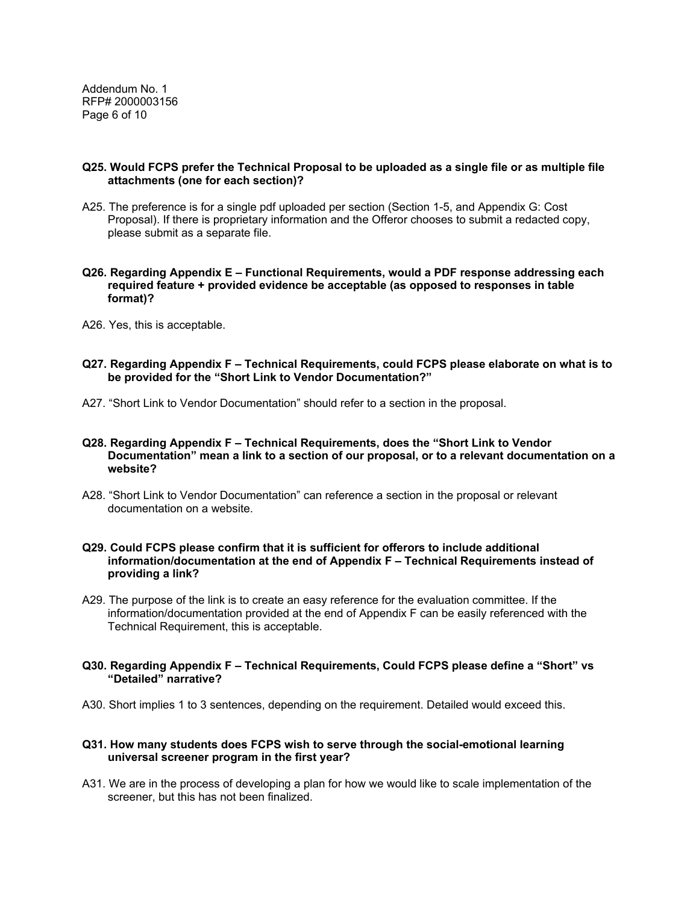**Q25. Would FCPS prefer the Technical Proposal to be uploaded as a single file or as multiple file attachments (one for each section)?**

A25. The preference is for a single pdf uploaded per section (Section 1-5, and Appendix G: Cost Proposal). If there is proprietary information and the Offeror chooses to submit a redacted copy, please submit as a separate file.

**Q26. Regarding Appendix E – Functional Requirements, would a PDF response addressing each required feature + provided evidence be acceptable (as opposed to responses in table format)?**

A26. Yes, this is acceptable.

**Q27. Regarding Appendix F – Technical Requirements, could FCPS please elaborate on what is to be provided for the "Short Link to Vendor Documentation?"**

A27. "Short Link to Vendor Documentation" should refer to a section in the proposal.

**Q28. Regarding Appendix F – Technical Requirements, does the "Short Link to Vendor Documentation" mean a link to a section of our proposal, or to a relevant documentation on a website?**

A28. "Short Link to Vendor Documentation" can reference a section in the proposal or relevant documentation on a website.

**Q29. Could FCPS please confirm that it is sufficient for offerors to include additional information/documentation at the end of Appendix F – Technical Requirements instead of providing a link?**

A29. The purpose of the link is to create an easy reference for the evaluation committee. If the information/documentation provided at the end of Appendix F can be easily referenced with the Technical Requirement, this is acceptable.

**Q30. Regarding Appendix F – Technical Requirements, Could FCPS please define a "Short" vs "Detailed" narrative?**

A30. Short implies 1 to 3 sentences, depending on the requirement. Detailed would exceed this.

**Q31. How many students does FCPS wish to serve through the social-emotional learning universal screener program in the first year?**

A31. We are in the process of developing a plan for how we would like to scale implementation of the screener, but this has not been finalized.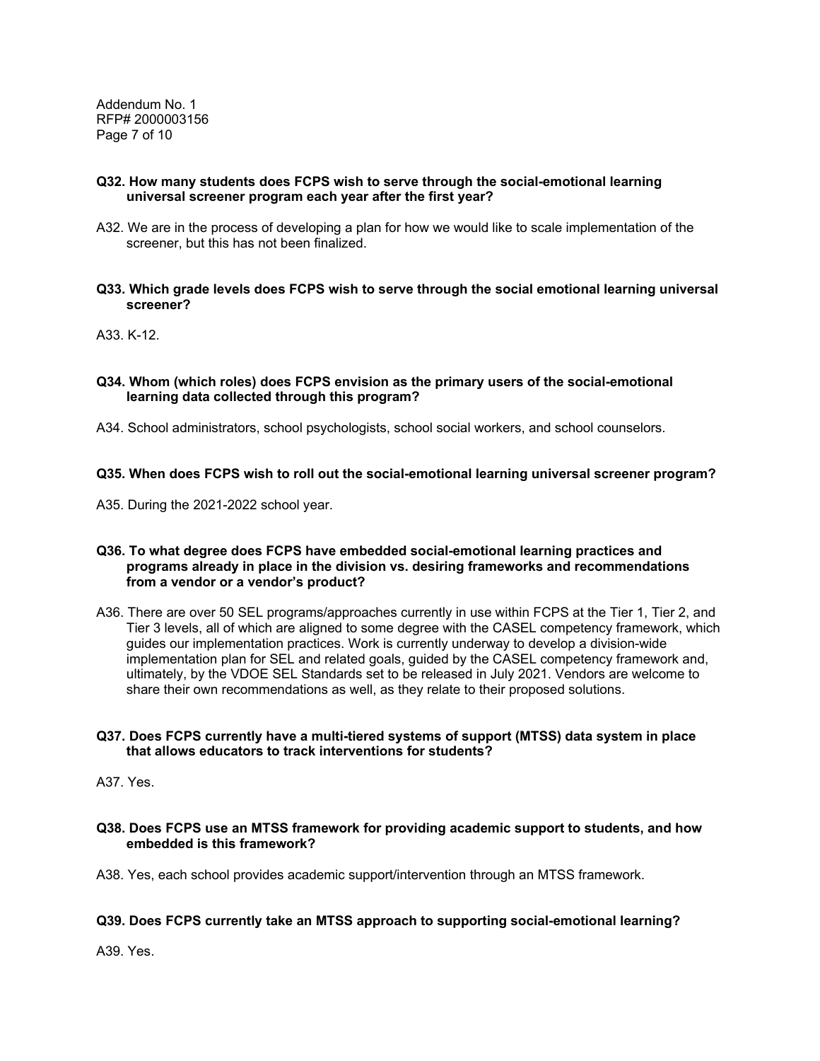**Q32. How many students does FCPS wish to serve through the social-emotional learning universal screener program each year after the first year?**

A32. We are in the process of developing a plan for how we would like to scale implementation of the screener, but this has not been finalized.

**Q33. Which grade levels does FCPS wish to serve through the social emotional learning universal screener?**

A33. K-12.

**Q34. Whom (which roles) does FCPS envision as the primary users of the social-emotional learning data collected through this program?**

A34. School administrators, school psychologists, school social workers, and school counselors.

**Q35. When does FCPS wish to roll out the social-emotional learning universal screener program?**

A35. During the 2021-2022 school year.

**Q36. To what degree does FCPS have embedded social-emotional learning practices and programs already in place in the division vs. desiring frameworks and recommendations from a vendor or a vendor's product?**

A36. There are over 50 SEL programs/approaches currently in use within FCPS at the Tier 1, Tier 2, and Tier 3 levels, all of which are aligned to some degree with the CASEL competency framework, which guides our implementation practices. Work is currently underway to develop a division-wide implementation plan for SEL and related goals, guided by the CASEL competency framework and, ultimately, by the VDOE SEL Standards set to be released in July 2021. Vendors are welcome to share their own recommendations as well, as they relate to their proposed solutions.

**Q37. Does FCPS currently have a multi-tiered systems of support (MTSS) data system in place that allows educators to track interventions for students?**

A37. Yes.

**Q38. Does FCPS use an MTSS framework for providing academic support to students, and how embedded is this framework?**

A38. Yes, each school provides academic support/intervention through an MTSS framework.

**Q39. Does FCPS currently take an MTSS approach to supporting social-emotional learning?**

A39. Yes.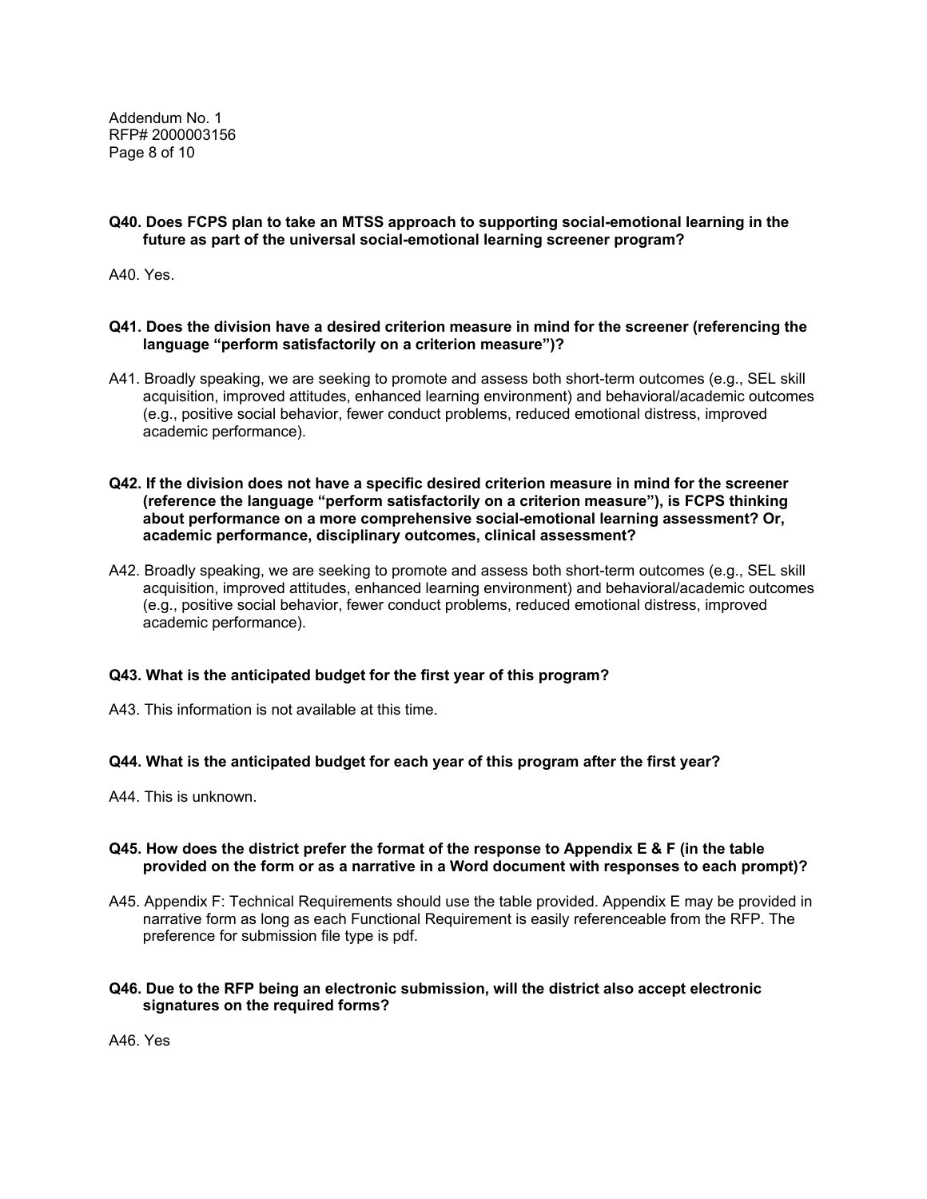**Q40. Does FCPS plan to take an MTSS approach to supporting social-emotional learning in the future as part of the universal social-emotional learning screener program?**

A40. Yes.

**Q41. Does the division have a desired criterion measure in mind for the screener (referencing the language "perform satisfactorily on a criterion measure")?**

A41. Broadly speaking, we are seeking to promote and assess both short-term outcomes (e.g., SEL skill acquisition, improved attitudes, enhanced learning environment) and behavioral/academic outcomes (e.g., positive social behavior, fewer conduct problems, reduced emotional distress, improved academic performance).

**Q42. If the division does not have a specific desired criterion measure in mind for the screener (reference the language "perform satisfactorily on a criterion measure"), is FCPS thinking about performance on a more comprehensive social-emotional learning assessment? Or, academic performance, disciplinary outcomes, clinical assessment?**

A42. Broadly speaking, we are seeking to promote and assess both short-term outcomes (e.g., SEL skill acquisition, improved attitudes, enhanced learning environment) and behavioral/academic outcomes (e.g., positive social behavior, fewer conduct problems, reduced emotional distress, improved academic performance).

**Q43. What is the anticipated budget for the first year of this program?**

A43. This information is not available at this time.

**Q44. What is the anticipated budget for each year of this program after the first year?**

A44. This is unknown.

**Q45. How does the district prefer the format of the response to Appendix E & F (in the table provided on the form or as a narrative in a Word document with responses to each prompt)?**

A45. Appendix F: Technical Requirements should use the table provided. Appendix E may be provided in narrative form as long as each Functional Requirement is easily referenceable from the RFP. The preference for submission file type is pdf.

**Q46. Due to the RFP being an electronic submission, will the district also accept electronic signatures on the required forms?**

A46. Yes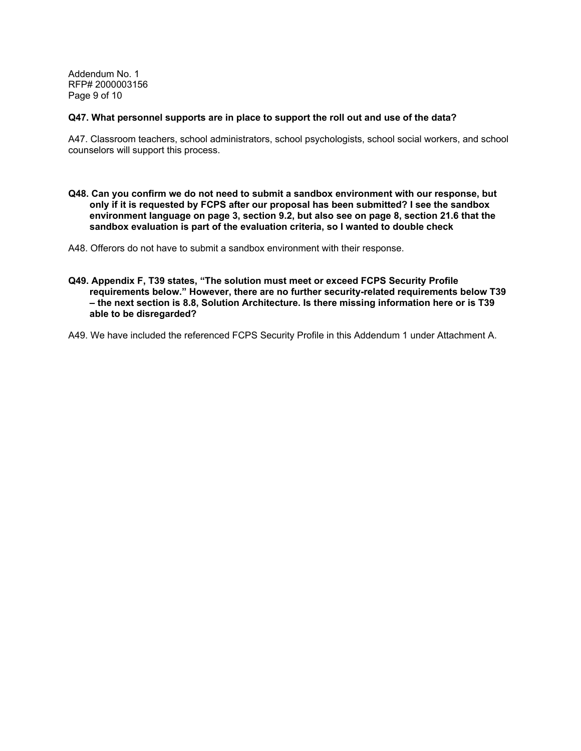**Q47. What personnel supports are in place to support the roll out and use of the data?**

A47. Classroom teachers, school administrators, school psychologists, school social workers, and school counselors will support this process.

**Q48. Can you confirm we do not need to submit a sandbox environment with our response, but only if it is requested by FCPS after our proposal has been submitted? I see the sandbox environment language on page 3, section 9.2, but also see on page 8, section 21.6 that the sandbox evaluation is part of the evaluation criteria, so I wanted to double check**

A48. Offerors do not have to submit a sandbox environment with their response.

**Q49. Appendix F, T39 states, "The solution must meet or exceed FCPS Security Profile requirements below." However, there are no further security-related requirements below T39 – the next section is 8.8, Solution Architecture. Is there missing information here or is T39 able to be disregarded?**

A49. We have included the referenced FCPS Security Profile in this Addendum 1 under Attachment A.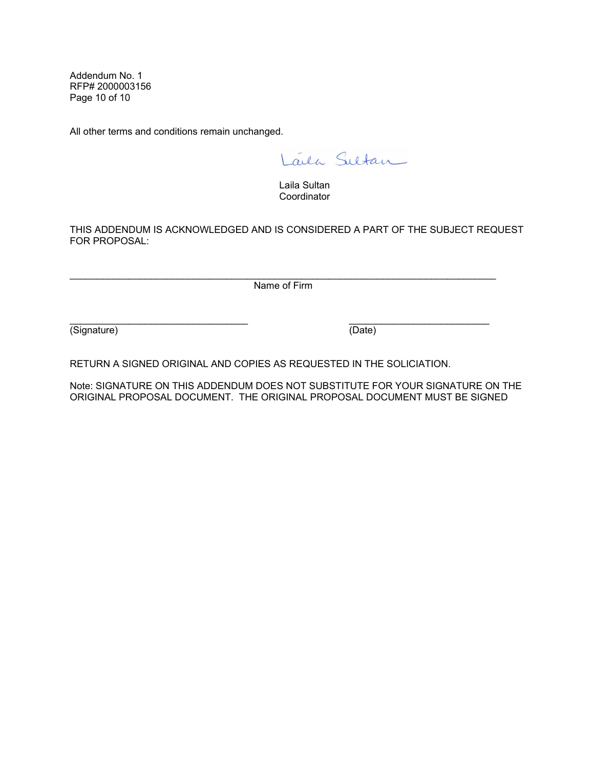Addendum No. 1
RFP# 2000003156

All other terms and conditions remain unchanged.

Laila Sultan

Laila Sultan
Coordinator

THIS ADDENDUM IS ACKNOWLEDGED AND IS CONSIDERED A PART OF THE SUBJECT REQUEST FOR PROPOSAL:

\_\_\_\_\_\_\_\_\_\_\_\_\_\_\_\_\_\_\_\_\_\_\_\_\_\_\_\_\_\_\_\_\_\_\_\_\_\_\_\_\_\_\_\_\_\_\_\_\_\_\_\_\_\_\_\_\_\_\_\_\_\_\_\_\_\_\_\_\_\_

Name of Firm

\_\_\_\_\_\_\_\_\_\_\_\_\_\_\_\_\_\_\_\_\_\_\_\_\_\_\_\_\_\_\_\_ \_\_\_\_\_\_\_\_\_\_\_\_\_\_\_\_\_\_\_\_\_\_\_\_\_\_

(Signature) (Date)

RETURN A SIGNED ORIGINAL AND COPIES AS REQUESTED IN THE SOLICIATION.

Note: SIGNATURE ON THIS ADDENDUM DOES NOT SUBSTITUTE FOR YOUR SIGNATURE ON THE ORIGINAL PROPOSAL DOCUMENT. THE ORIGINAL PROPOSAL DOCUMENT MUST BE SIGNED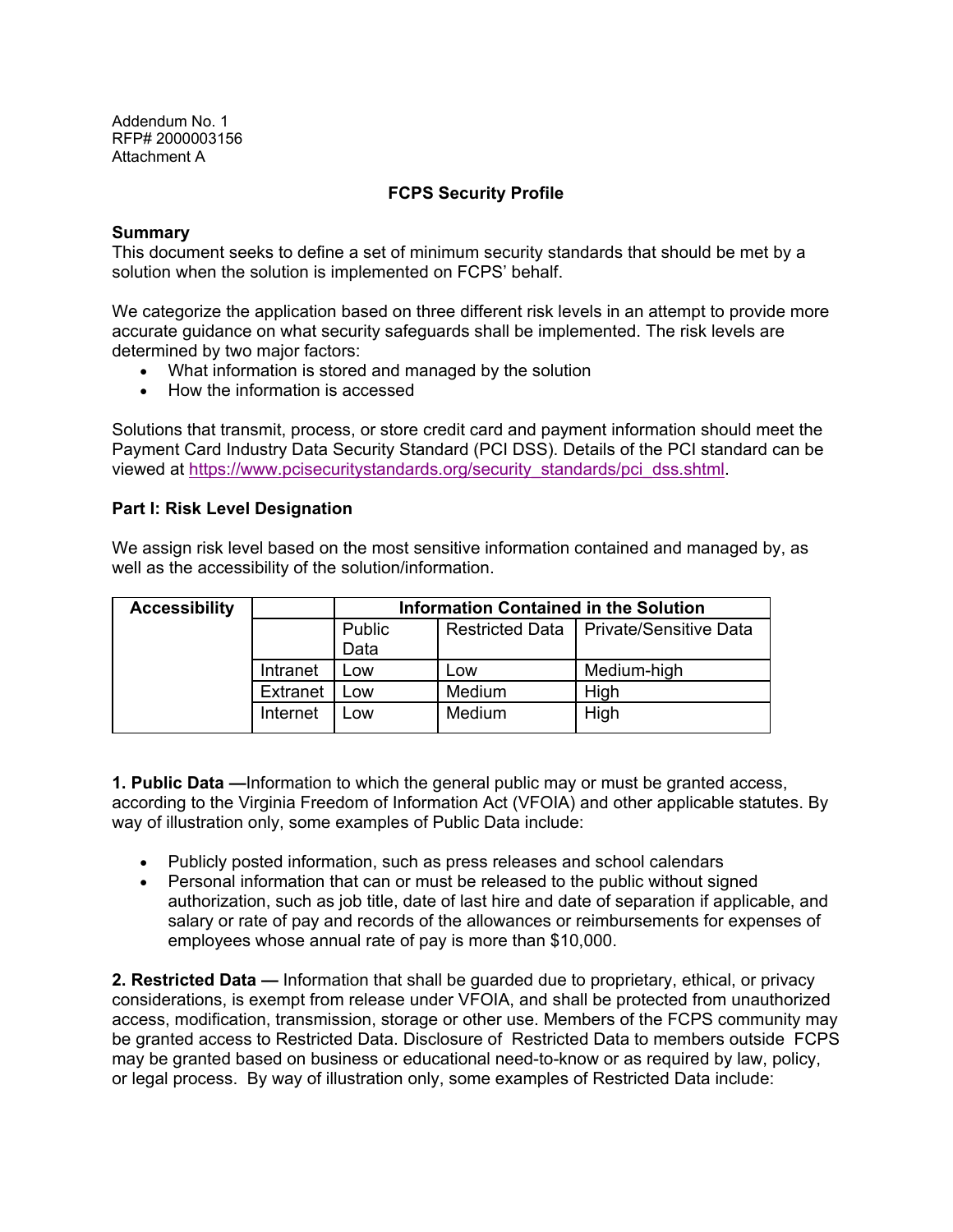Addendum No. 1
RFP# 2000003156
Attachment A

## FCPS Security Profile

### Summary

This document seeks to define a set of minimum security standards that should be met by a solution when the solution is implemented on FCPS' behalf.

We categorize the application based on three different risk levels in an attempt to provide more accurate guidance on what security safeguards shall be implemented. The risk levels are determined by two major factors:

- What information is stored and managed by the solution
- How the information is accessed

Solutions that transmit, process, or store credit card and payment information should meet the Payment Card Industry Data Security Standard (PCI DSS). Details of the PCI standard can be viewed at [https://www.pcisecuritystandards.org/security_standards/pci_dss.shtml](https://www.pcisecuritystandards.org/security_standards/pci_dss.shtml).

### Part I: Risk Level Designation

We assign risk level based on the most sensitive information contained and managed by, as well as the accessibility of the solution/information.

| Accessibility | | Information Contained in the Solution | | |
|---|---|---|---|---|
| | | Public Data | Restricted Data | Private/Sensitive Data |
| | Intranet | Low | Low | Medium-high |
| | Extranet | Low | Medium | High |
| | Internet | Low | Medium | High |

**1. Public Data —**Information to which the general public may or must be granted access, according to the Virginia Freedom of Information Act (VFOIA) and other applicable statutes. By way of illustration only, some examples of Public Data include:

- Publicly posted information, such as press releases and school calendars
- Personal information that can or must be released to the public without signed authorization, such as job title, date of last hire and date of separation if applicable, and salary or rate of pay and records of the allowances or reimbursements for expenses of employees whose annual rate of pay is more than $10,000.

**2. Restricted Data —** Information that shall be guarded due to proprietary, ethical, or privacy considerations, is exempt from release under VFOIA, and shall be protected from unauthorized access, modification, transmission, storage or other use. Members of the FCPS community may be granted access to Restricted Data. Disclosure of Restricted Data to members outside FCPS may be granted based on business or educational need-to-know or as required by law, policy, or legal process. By way of illustration only, some examples of Restricted Data include: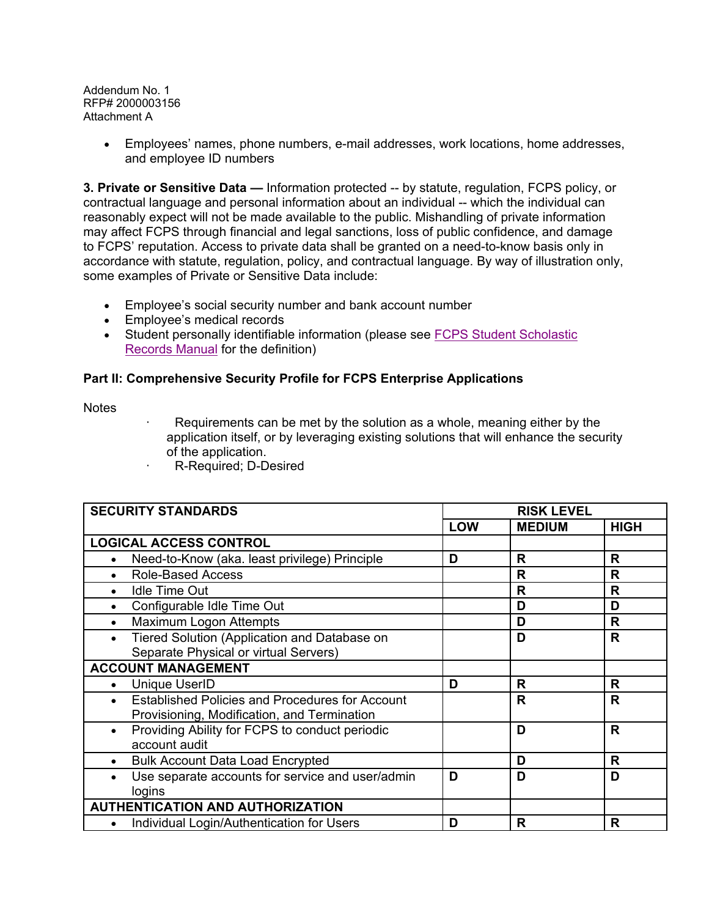Addendum No. 1
RFP# 2000003156
Attachment A

- Employees' names, phone numbers, e-mail addresses, work locations, home addresses, and employee ID numbers

**3. Private or Sensitive Data —** Information protected -- by statute, regulation, FCPS policy, or contractual language and personal information about an individual -- which the individual can reasonably expect will not be made available to the public. Mishandling of private information may affect FCPS through financial and legal sanctions, loss of public confidence, and damage to FCPS' reputation. Access to private data shall be granted on a need-to-know basis only in accordance with statute, regulation, policy, and contractual language. By way of illustration only, some examples of Private or Sensitive Data include:

- Employee's social security number and bank account number
- Employee's medical records
- Student personally identifiable information (please see FCPS Student Scholastic Records Manual for the definition)

**Part II: Comprehensive Security Profile for FCPS Enterprise Applications**

Notes

- Requirements can be met by the solution as a whole, meaning either by the application itself, or by leveraging existing solutions that will enhance the security of the application.
- R-Required; D-Desired

| SECURITY STANDARDS | RISK LEVEL | | |
|---|---|---|---|
| | **LOW** | **MEDIUM** | **HIGH** |
| **LOGICAL ACCESS CONTROL** | | | |
| • Need-to-Know (aka. least privilege) Principle | **D** | **R** | **R** |
| • Role-Based Access | | **R** | **R** |
| • Idle Time Out | | **R** | **R** |
| • Configurable Idle Time Out | | **D** | **D** |
| • Maximum Logon Attempts | | **D** | **R** |
| • Tiered Solution (Application and Database on Separate Physical or virtual Servers) | | **D** | **R** |
| **ACCOUNT MANAGEMENT** | | | |
| • Unique UserID | **D** | **R** | **R** |
| • Established Policies and Procedures for Account Provisioning, Modification, and Termination | | **R** | **R** |
| • Providing Ability for FCPS to conduct periodic account audit | | **D** | **R** |
| • Bulk Account Data Load Encrypted | | **D** | **R** |
| • Use separate accounts for service and user/admin logins | **D** | **D** | **D** |
| **AUTHENTICATION AND AUTHORIZATION** | | | |
| • Individual Login/Authentication for Users | **D** | **R** | **R** |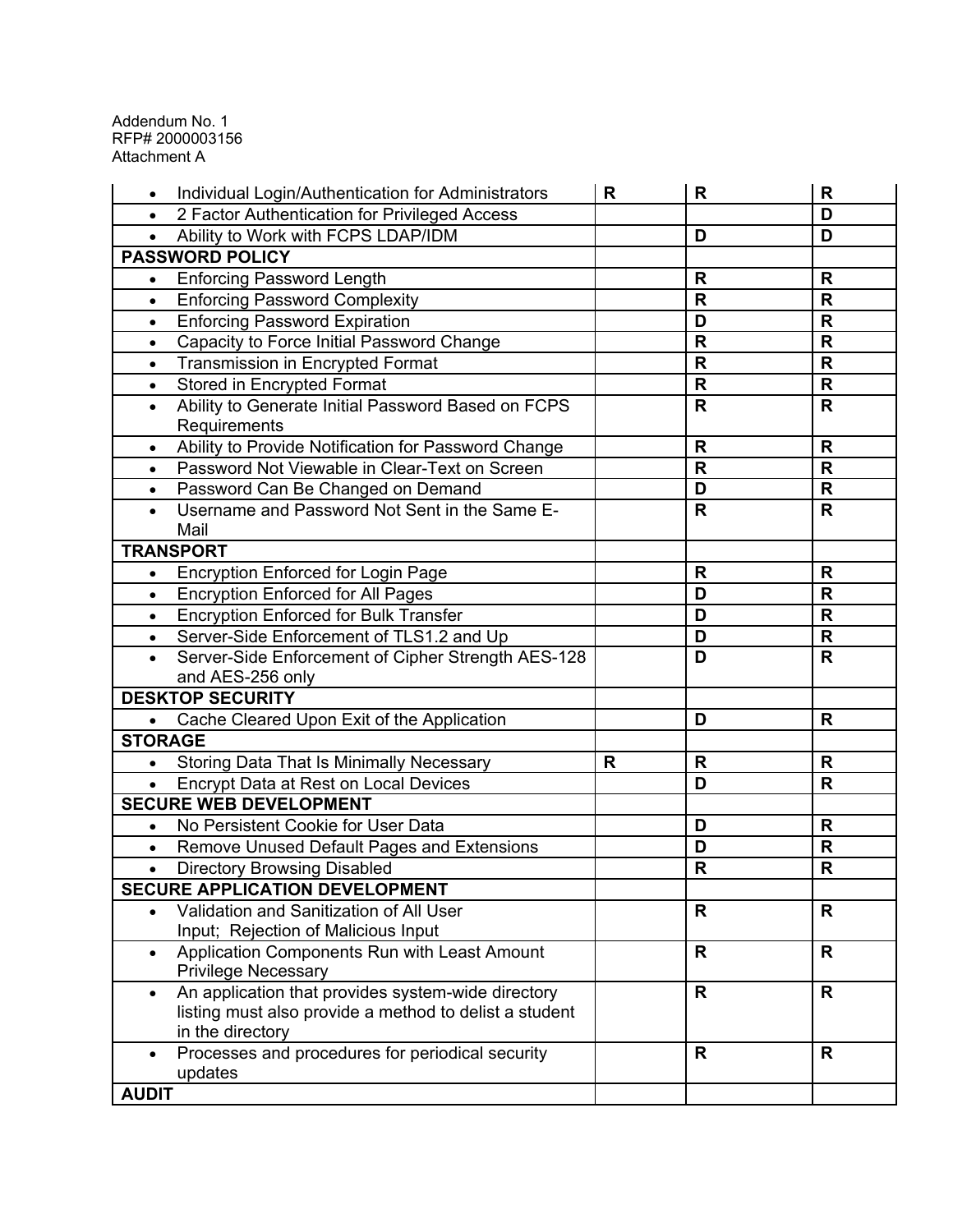Addendum No. 1
RFP# 2000003156
Attachment A

| | | | |
|---|---|---|---|
| • Individual Login/Authentication for Administrators | R | R | R |
| • 2 Factor Authentication for Privileged Access | | | D |
| • Ability to Work with FCPS LDAP/IDM | | D | D |
| **PASSWORD POLICY** | | | |
| • Enforcing Password Length | | R | R |
| • Enforcing Password Complexity | | R | R |
| • Enforcing Password Expiration | | D | R |
| • Capacity to Force Initial Password Change | | R | R |
| • Transmission in Encrypted Format | | R | R |
| • Stored in Encrypted Format | | R | R |
| • Ability to Generate Initial Password Based on FCPS Requirements | | R | R |
| • Ability to Provide Notification for Password Change | | R | R |
| • Password Not Viewable in Clear-Text on Screen | | R | R |
| • Password Can Be Changed on Demand | | D | R |
| • Username and Password Not Sent in the Same E-Mail | | R | R |
| **TRANSPORT** | | | |
| • Encryption Enforced for Login Page | | R | R |
| • Encryption Enforced for All Pages | | D | R |
| • Encryption Enforced for Bulk Transfer | | D | R |
| • Server-Side Enforcement of TLS1.2 and Up | | D | R |
| • Server-Side Enforcement of Cipher Strength AES-128 and AES-256 only | | D | R |
| **DESKTOP SECURITY** | | | |
| • Cache Cleared Upon Exit of the Application | | D | R |
| **STORAGE** | | | |
| • Storing Data That Is Minimally Necessary | R | R | R |
| • Encrypt Data at Rest on Local Devices | | D | R |
| **SECURE WEB DEVELOPMENT** | | | |
| • No Persistent Cookie for User Data | | D | R |
| • Remove Unused Default Pages and Extensions | | D | R |
| • Directory Browsing Disabled | | R | R |
| **SECURE APPLICATION DEVELOPMENT** | | | |
| • Validation and Sanitization of All User Input; Rejection of Malicious Input | | R | R |
| • Application Components Run with Least Amount Privilege Necessary | | R | R |
| • An application that provides system-wide directory listing must also provide a method to delist a student in the directory | | R | R |
| • Processes and procedures for periodical security updates | | R | R |
| **AUDIT** | | | |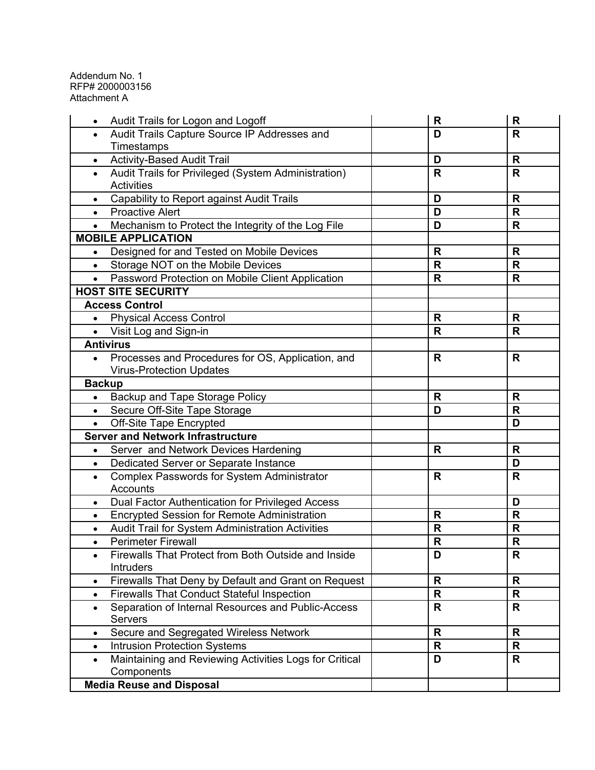Addendum No. 1
RFP# 2000003156
Attachment A

| | | | |
|---|---|---|---|
| • Audit Trails for Logon and Logoff | | **R** | **R** |
| • Audit Trails Capture Source IP Addresses and Timestamps | | **D** | **R** |
| • Activity-Based Audit Trail | | **D** | **R** |
| • Audit Trails for Privileged (System Administration) Activities | | **R** | **R** |
| • Capability to Report against Audit Trails | | **D** | **R** |
| • Proactive Alert | | **D** | **R** |
| • Mechanism to Protect the Integrity of the Log File | | **D** | **R** |
| **MOBILE APPLICATION** | | | |
| • Designed for and Tested on Mobile Devices | | **R** | **R** |
| • Storage NOT on the Mobile Devices | | **R** | **R** |
| • Password Protection on Mobile Client Application | | **R** | **R** |
| **HOST SITE SECURITY** | | | |
| **Access Control** | | | |
| • Physical Access Control | | **R** | **R** |
| • Visit Log and Sign-in | | **R** | **R** |
| **Antivirus** | | | |
| • Processes and Procedures for OS, Application, and Virus-Protection Updates | | **R** | **R** |
| **Backup** | | | |
| • Backup and Tape Storage Policy | | **R** | **R** |
| • Secure Off-Site Tape Storage | | **D** | **R** |
| • Off-Site Tape Encrypted | | | **D** |
| **Server and Network Infrastructure** | | | |
| • Server and Network Devices Hardening | | **R** | **R** |
| • Dedicated Server or Separate Instance | | | **D** |
| • Complex Passwords for System Administrator Accounts | | **R** | **R** |
| • Dual Factor Authentication for Privileged Access | | | **D** |
| • Encrypted Session for Remote Administration | | **R** | **R** |
| • Audit Trail for System Administration Activities | | **R** | **R** |
| • Perimeter Firewall | | **R** | **R** |
| • Firewalls That Protect from Both Outside and Inside Intruders | | **D** | **R** |
| • Firewalls That Deny by Default and Grant on Request | | **R** | **R** |
| • Firewalls That Conduct Stateful Inspection | | **R** | **R** |
| • Separation of Internal Resources and Public-Access Servers | | **R** | **R** |
| • Secure and Segregated Wireless Network | | **R** | **R** |
| • Intrusion Protection Systems | | **R** | **R** |
| • Maintaining and Reviewing Activities Logs for Critical Components | | **D** | **R** |
| **Media Reuse and Disposal** | | | |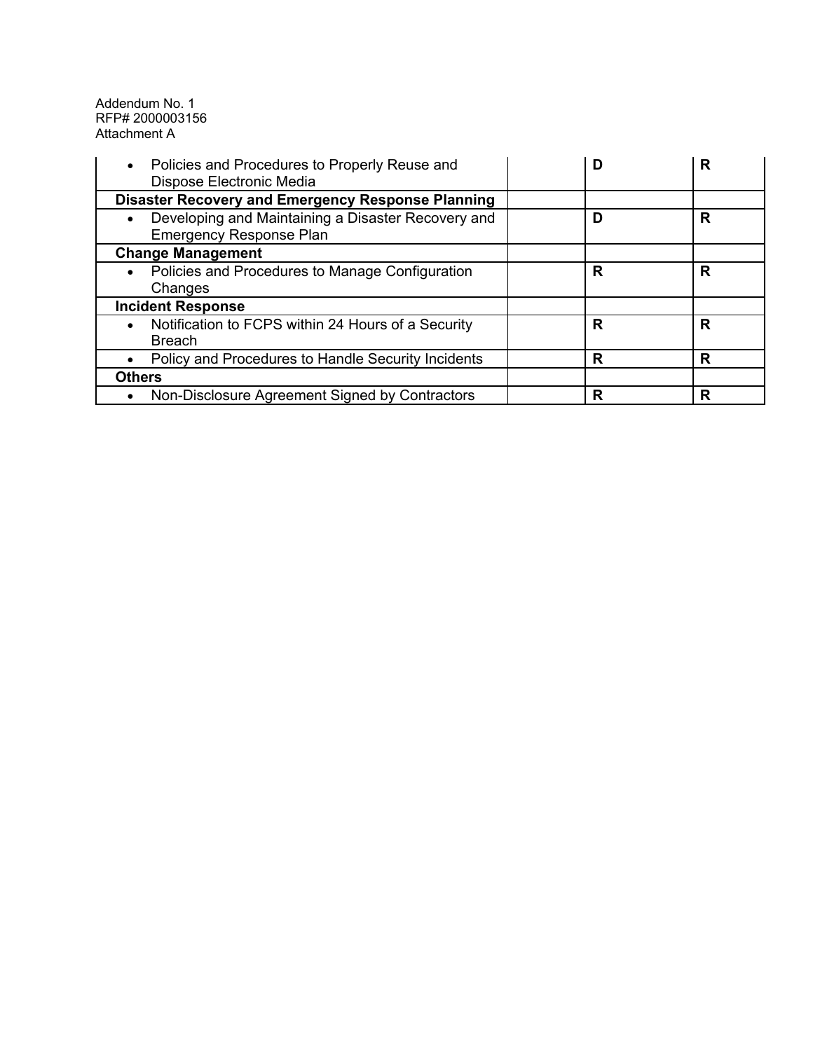Addendum No. 1
RFP# 2000003156
Attachment A

| | | | |
|---|---|---|---|
| • Policies and Procedures to Properly Reuse and Dispose Electronic Media | | **D** | **R** |
| **Disaster Recovery and Emergency Response Planning** | | | |
| • Developing and Maintaining a Disaster Recovery and Emergency Response Plan | | **D** | **R** |
| **Change Management** | | | |
| • Policies and Procedures to Manage Configuration Changes | | **R** | **R** |
| **Incident Response** | | | |
| • Notification to FCPS within 24 Hours of a Security Breach | | **R** | **R** |
| • Policy and Procedures to Handle Security Incidents | | **R** | **R** |
| **Others** | | | |
| • Non-Disclosure Agreement Signed by Contractors | | **R** | **R** |